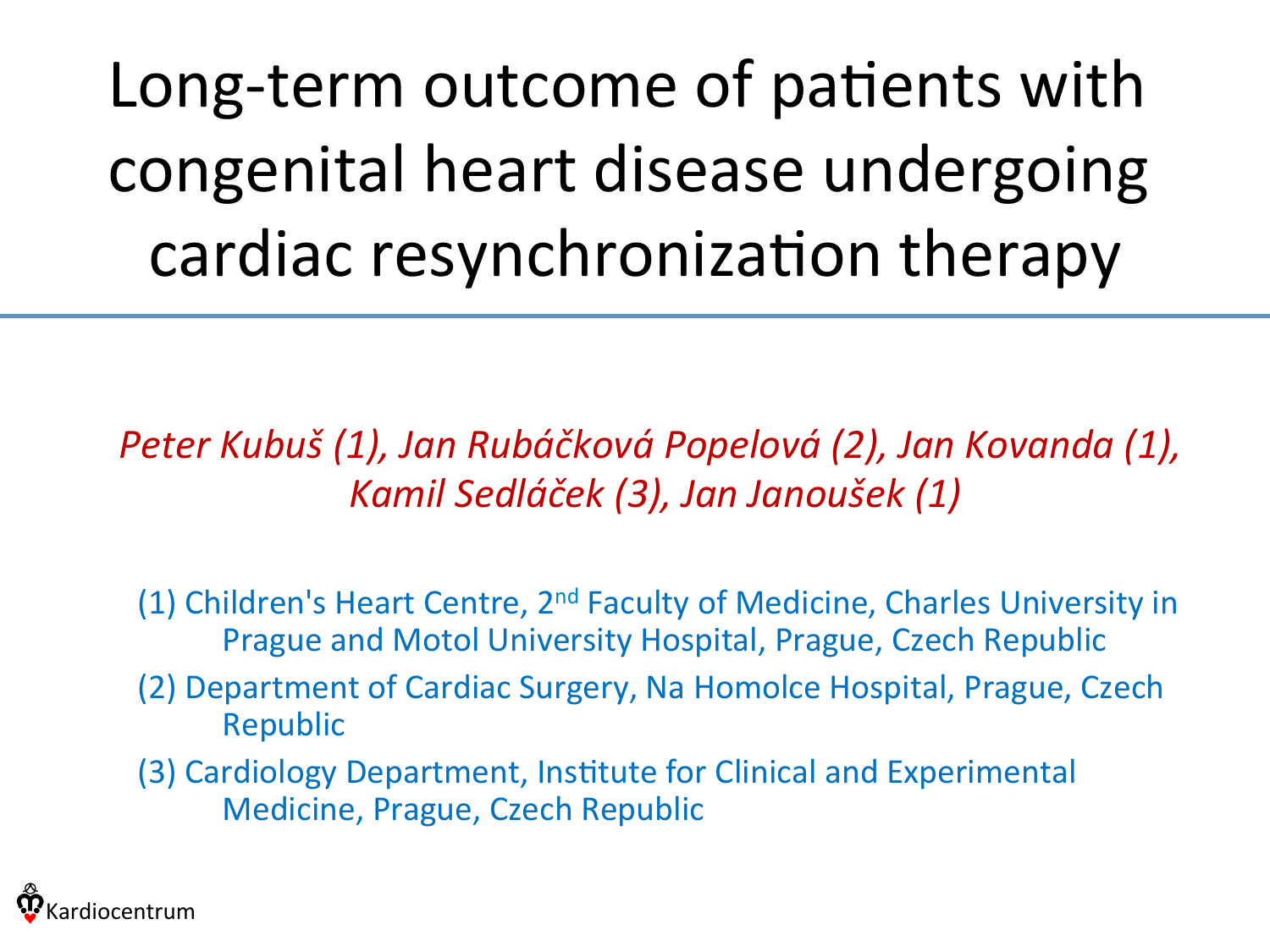# Long-term outcome of patients with congenital heart disease undergoing cardiac resynchronization therapy

*Peter Kubuš (1), Jan Rubáčková Popelová (2), Jan Kovanda (1), Kamil Sedláček (3), Jan Janoušek (1)*

(1) Children's Heart Centre, 2nd Faculty of Medicine, Charles University in Prague and Motol University Hospital, Prague, Czech Republic

(2) Department of Cardiac Surgery, Na Homolce Hospital, Prague, Czech Republic

(3) Cardiology Department, Institute for Clinical and Experimental Medicine, Prague, Czech Republic

Kardiocentrum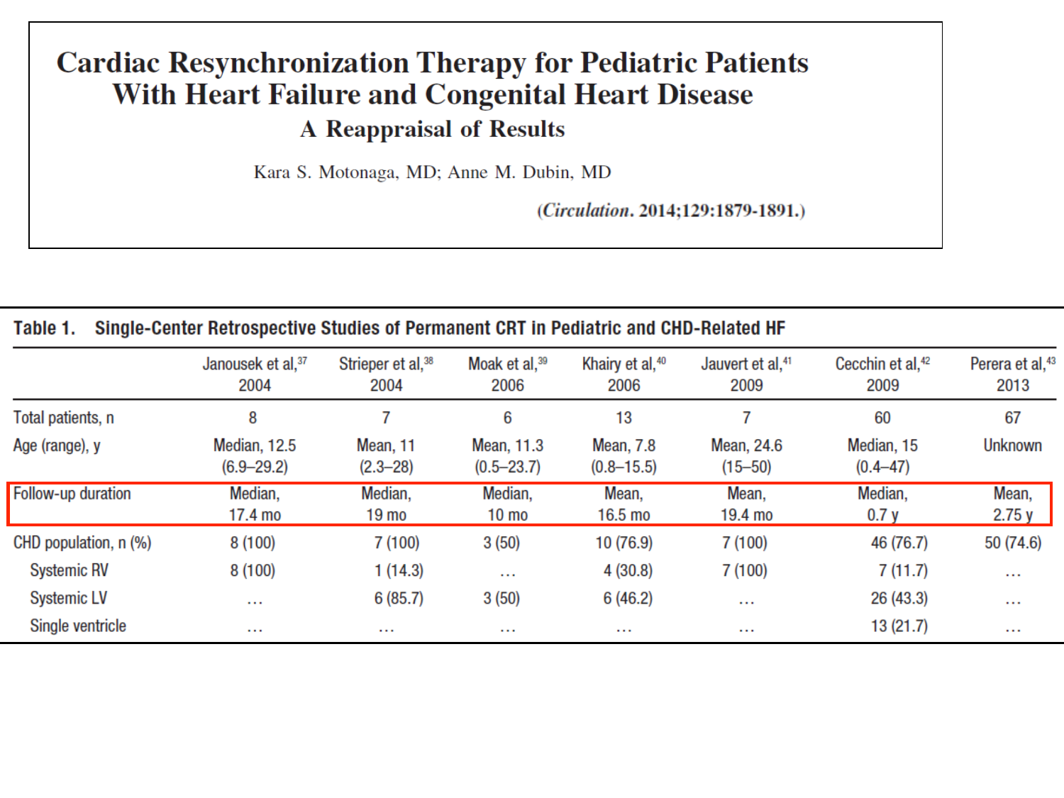# Cardiac Resynchronization Therapy for Pediatric Patients With Heart Failure and Congenital Heart Disease

## A Reappraisal of Results

Kara S. Motonaga, MD; Anne M. Dubin, MD

(*Circulation*. 2014;129:1879-1891.)

**Table 1. Single-Center Retrospective Studies of Permanent CRT in Pediatric and CHD-Related HF**

| | Janousek et al,[37] 2004 | Strieper et al,[38] 2004 | Moak et al,[39] 2006 | Khairy et al,[40] 2006 | Jauvert et al,[41] 2009 | Cecchin et al,[42] 2009 | Perera et al,[43] 2013 |
|---|---|---|---|---|---|---|---|
| Total patients, n | 8 | 7 | 6 | 13 | 7 | 60 | 67 |
| Age (range), y | Median, 12.5 (6.9–29.2) | Mean, 11 (2.3–28) | Mean, 11.3 (0.5–23.7) | Mean, 7.8 (0.8–15.5) | Mean, 24.6 (15–50) | Median, 15 (0.4–47) | Unknown |
| Follow-up duration | Median, 17.4 mo | Median, 19 mo | Median, 10 mo | Mean, 16.5 mo | Mean, 19.4 mo | Median, 0.7 y | Mean, 2.75 y |
| CHD population, n (%) | 8 (100) | 7 (100) | 3 (50) | 10 (76.9) | 7 (100) | 46 (76.7) | 50 (74.6) |
| Systemic RV | 8 (100) | 1 (14.3) | … | 4 (30.8) | 7 (100) | 7 (11.7) | … |
| Systemic LV | … | 6 (85.7) | 3 (50) | 6 (46.2) | … | 26 (43.3) | … |
| Single ventricle | … | … | … | … | … | 13 (21.7) | … |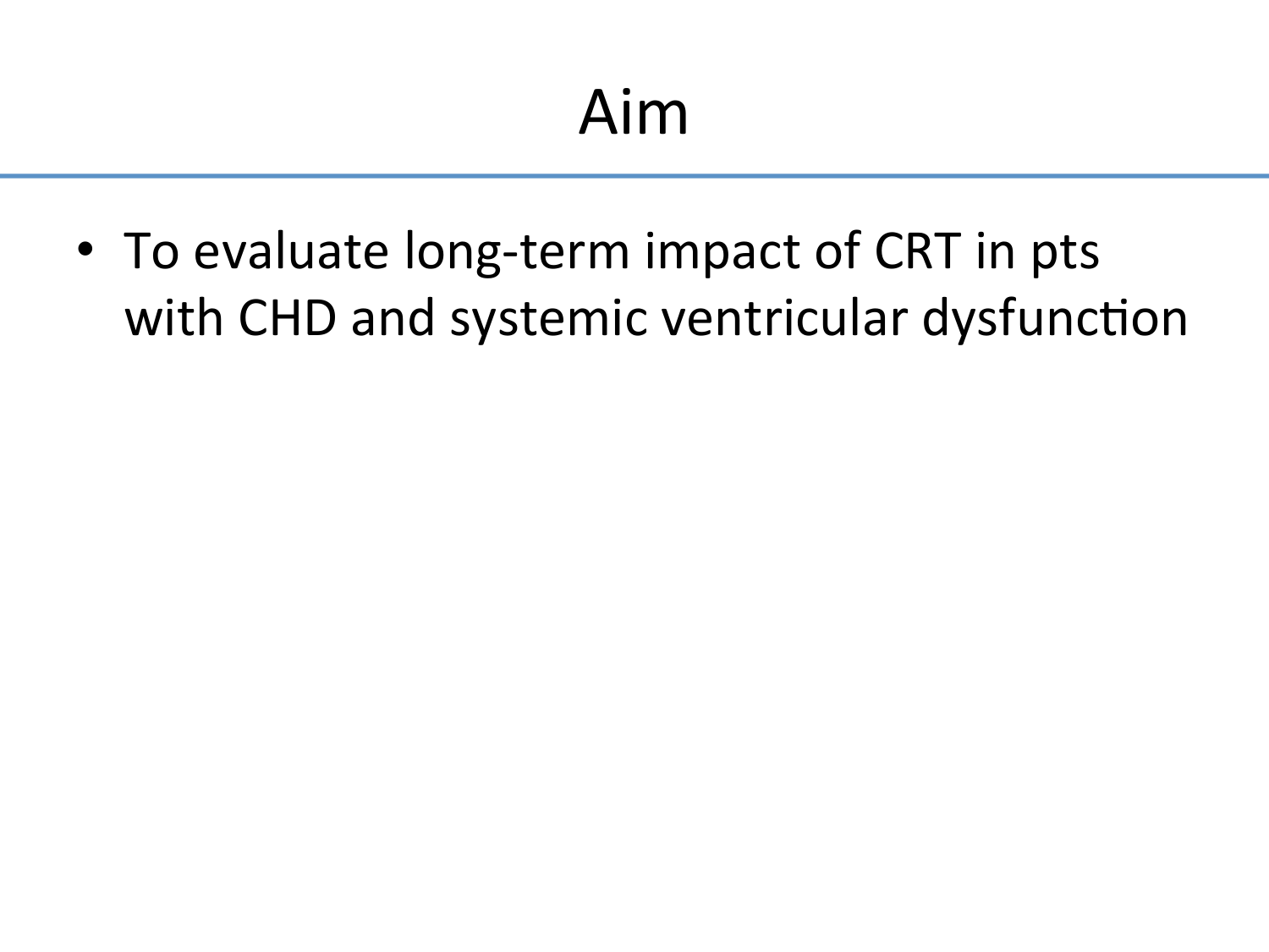# Aim

- To evaluate long-term impact of CRT in pts with CHD and systemic ventricular dysfunction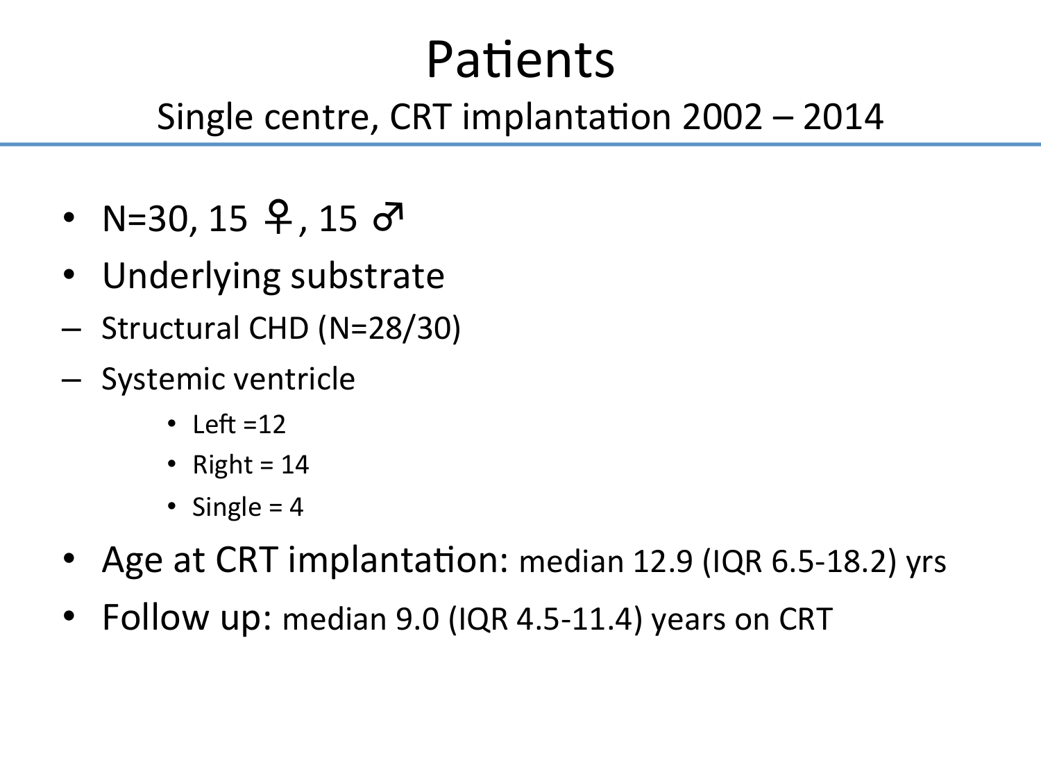# Patients

## Single centre, CRT implantation 2002 – 2014

- N=30, 15 ♀, 15 ♂
- Underlying substrate
  - Structural CHD (N=28/30)
  - Systemic ventricle
    - Left =12
    - Right = 14
    - Single = 4
- Age at CRT implantation: median 12.9 (IQR 6.5-18.2) yrs
- Follow up: median 9.0 (IQR 4.5-11.4) years on CRT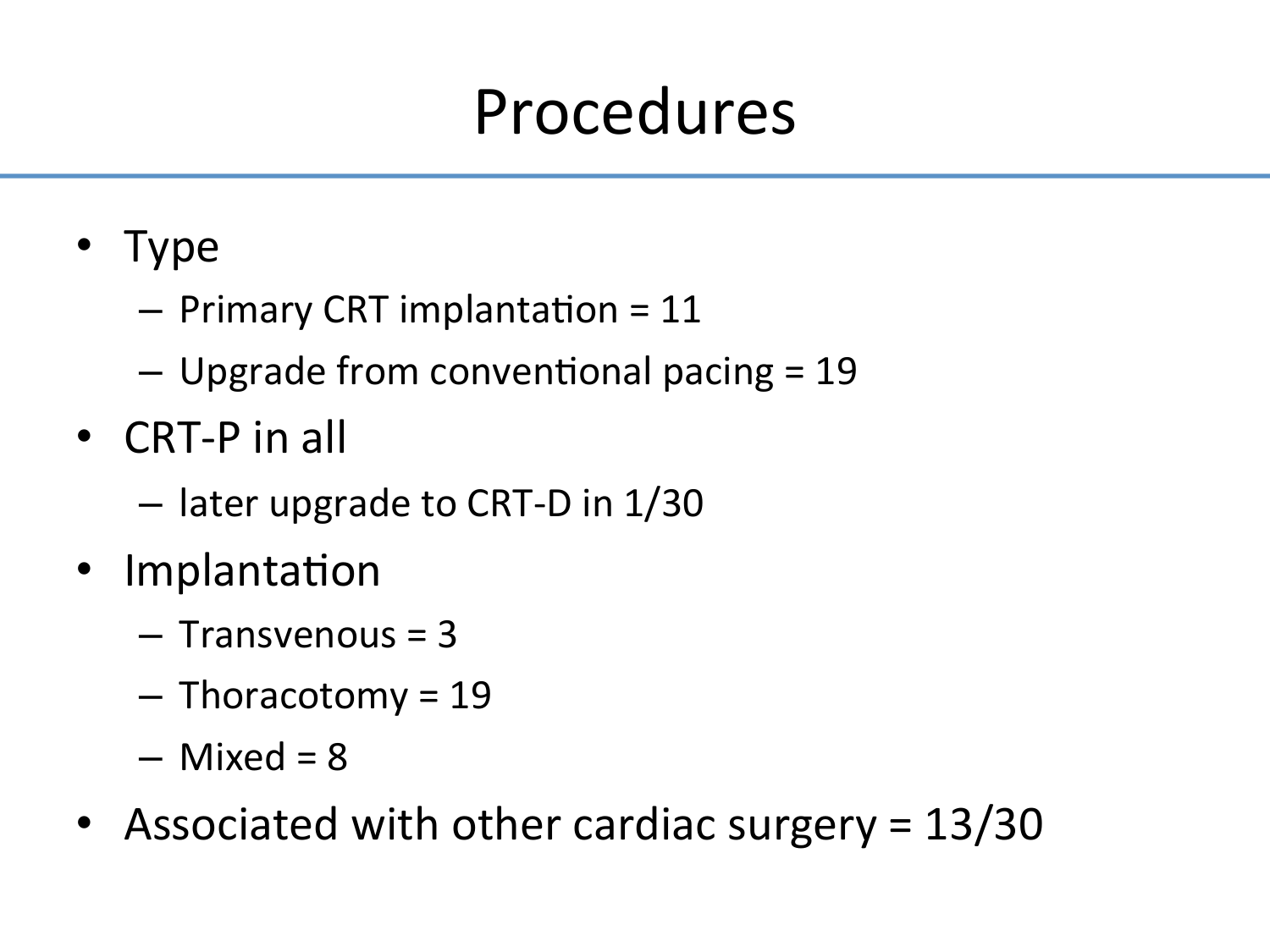# Procedures

- Type
  - Primary CRT implantation = 11
  - Upgrade from conventional pacing = 19
- CRT-P in all
  - later upgrade to CRT-D in 1/30
- Implantation
  - Transvenous = 3
  - Thoracotomy = 19
  - Mixed = 8
- Associated with other cardiac surgery = 13/30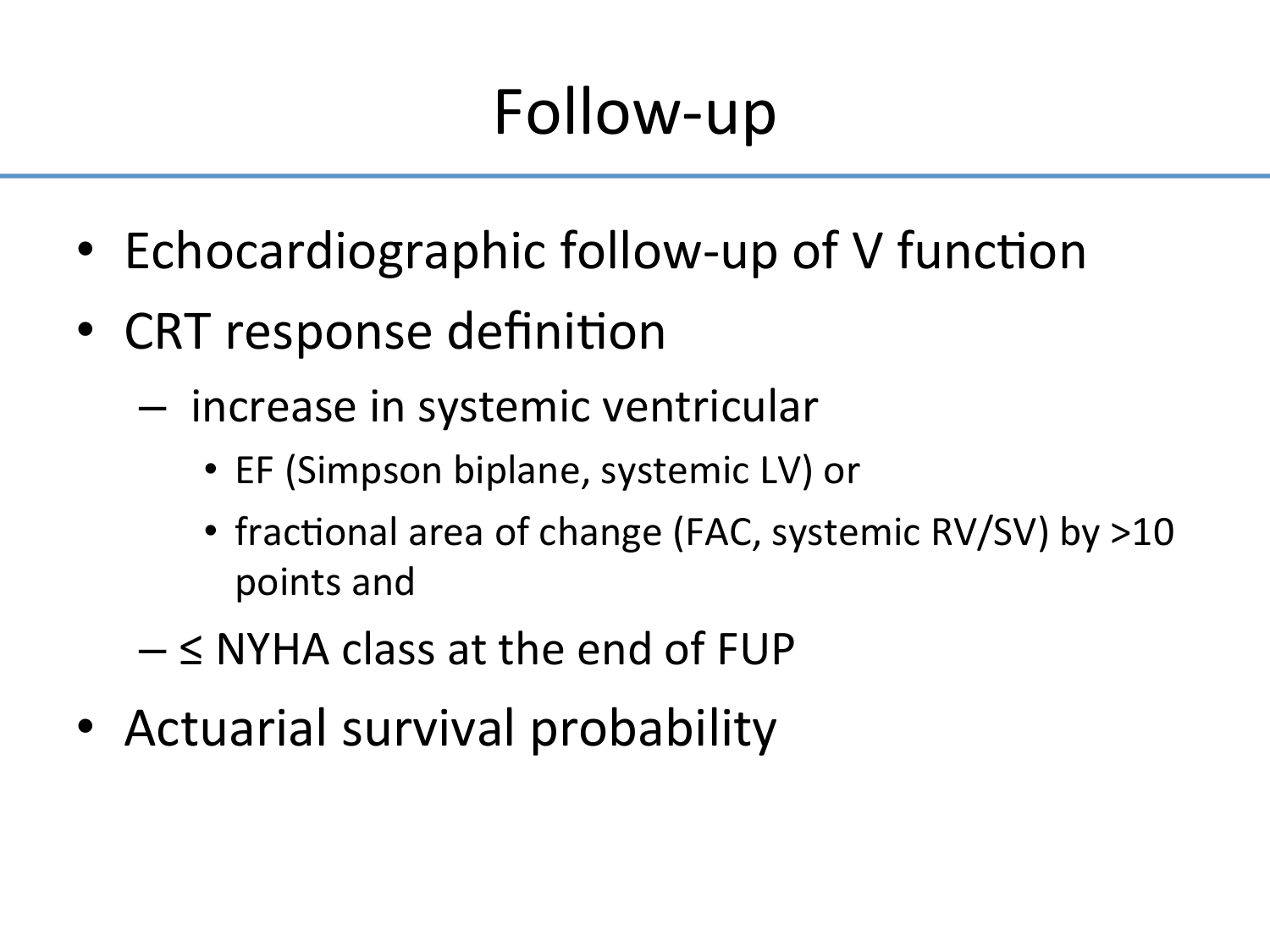# Follow-up

- Echocardiographic follow-up of V function
- CRT response definition
  - increase in systemic ventricular
    - EF (Simpson biplane, systemic LV) or
    - fractional area of change (FAC, systemic RV/SV) by >10 points and
  - ≤ NYHA class at the end of FUP
- Actuarial survival probability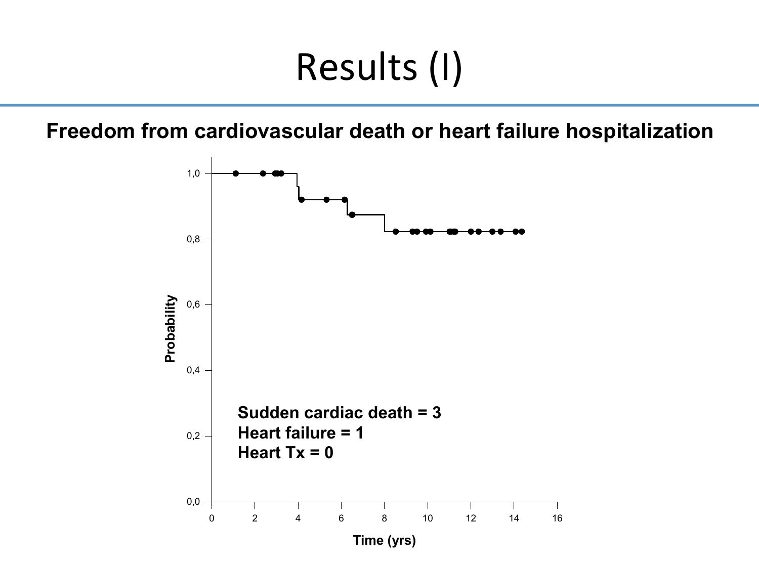# Results (I)

**Freedom from cardiovascular death or heart failure hospitalization**

Probability: 1,0 · 0,8 · 0,6 · 0,4 · 0,2 · 0,0

Time (yrs): 0 · 2 · 4 · 6 · 8 · 10 · 12 · 14 · 16

**Sudden cardiac death = 3**
**Heart failure = 1**
**Heart Tx = 0**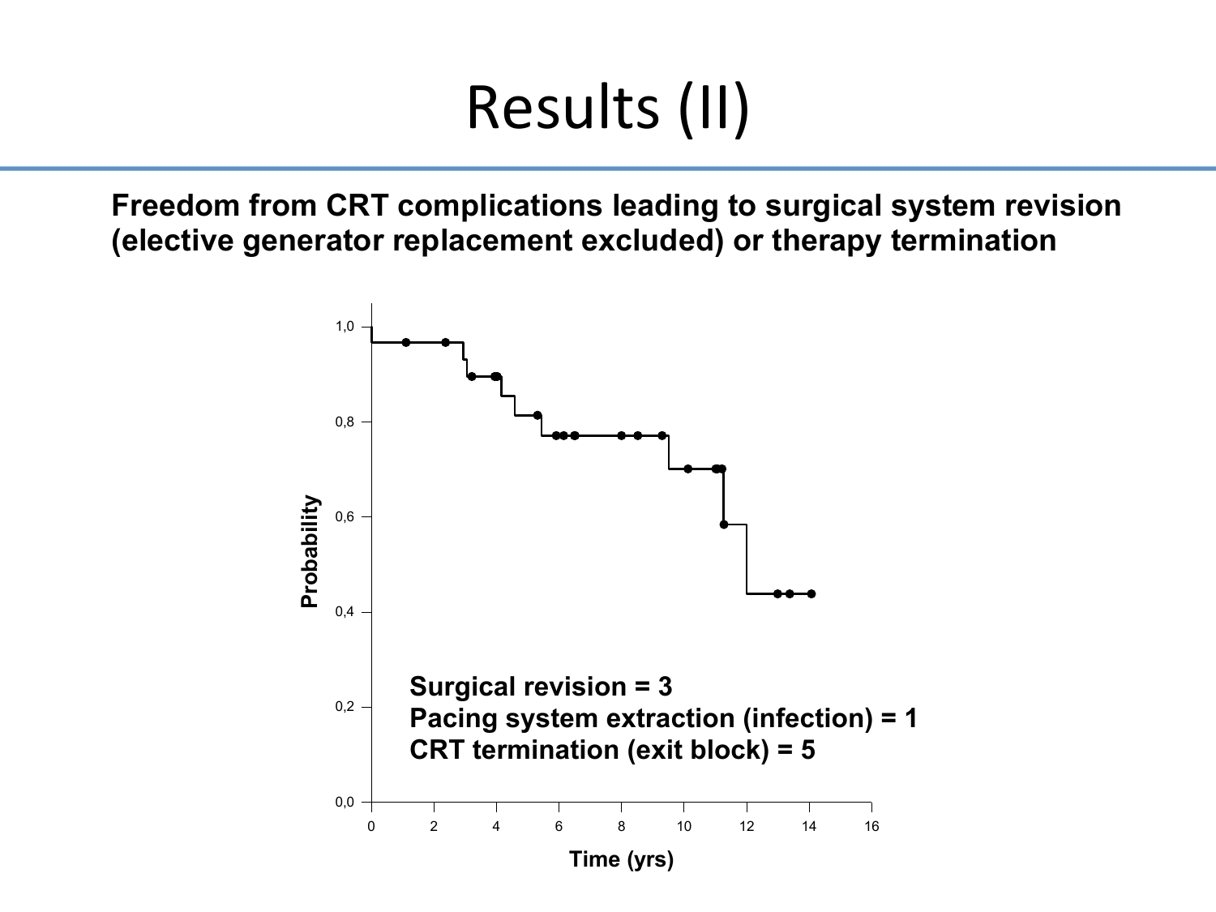# Results (II)

**Freedom from CRT complications leading to surgical system revision (elective generator replacement excluded) or therapy termination**

**Surgical revision = 3**
**Pacing system extraction (infection) = 1**
**CRT termination (exit block) = 5**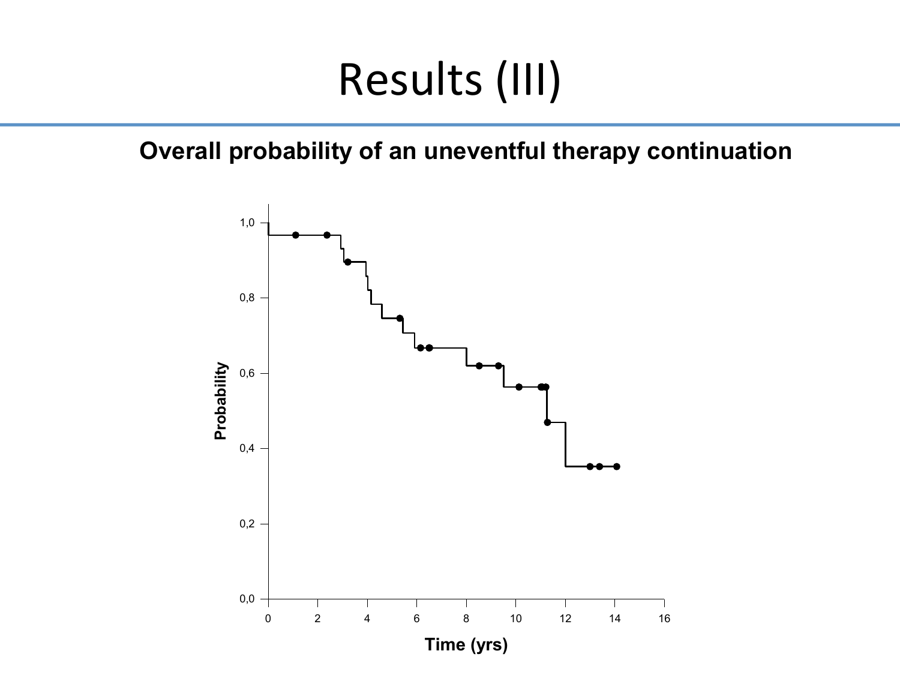# Results (III)

**Overall probability of an uneventful therapy continuation**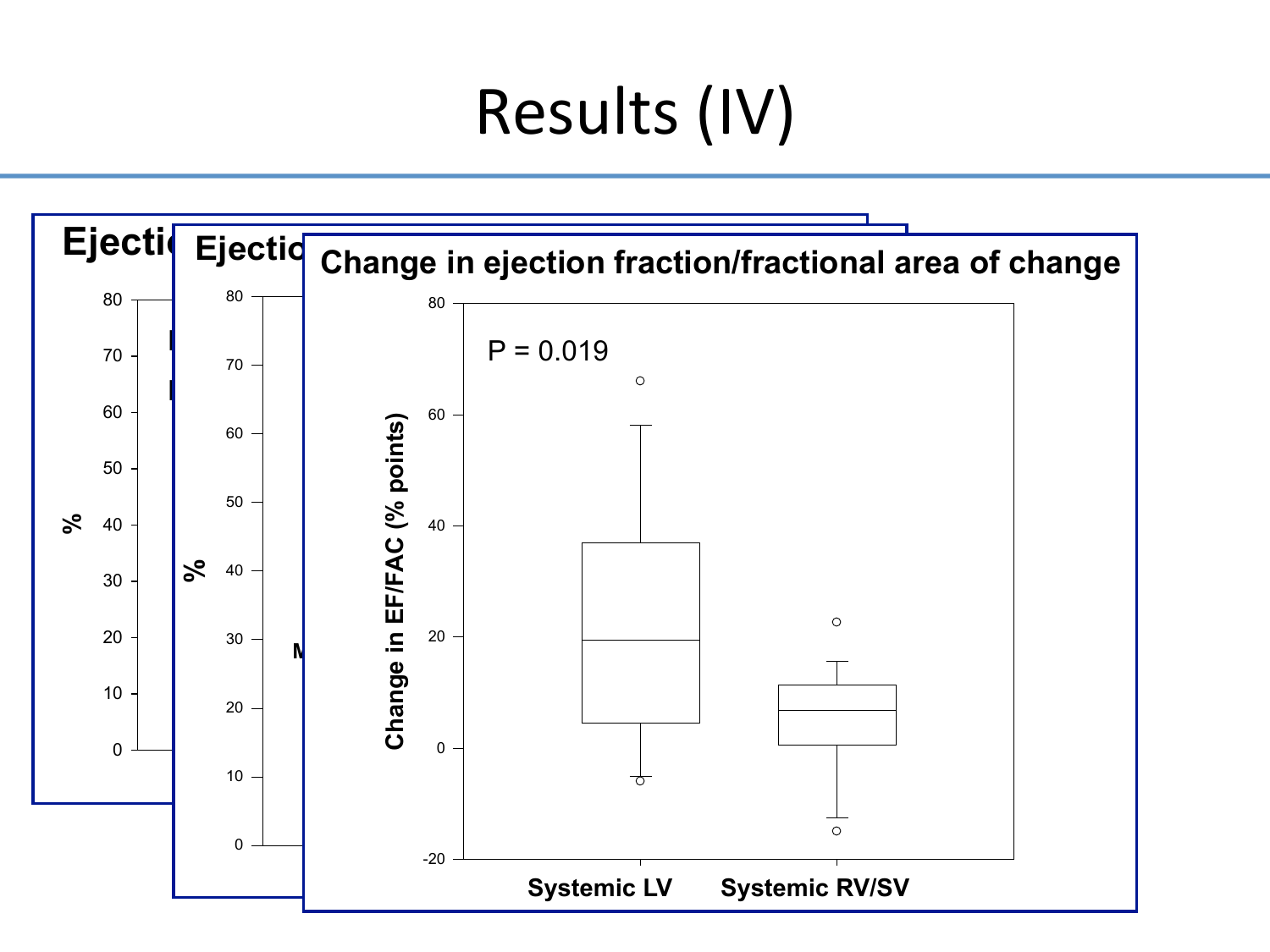# Results (IV)

**Change in ejection fraction/fractional area of change**

P = 0.019

Change in EF/FAC (% points)

Systemic LV | Systemic RV/SV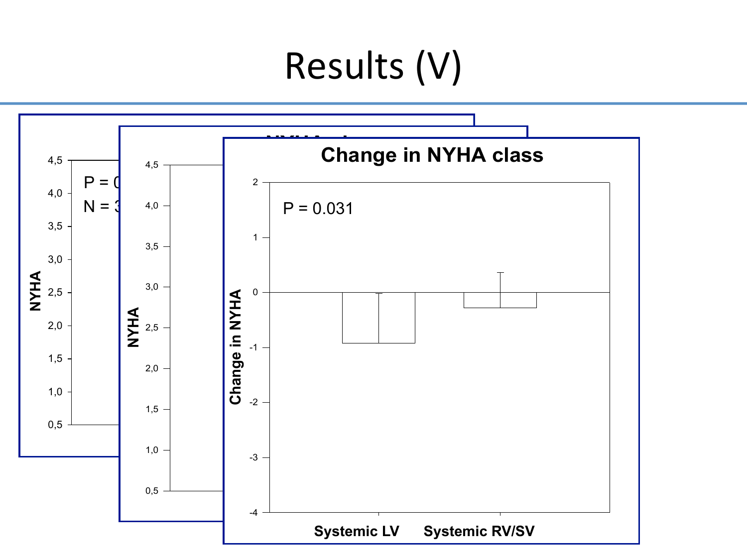# Results (V)

**Change in NYHA class**

P = 0.031

Change in NYHA

Systemic LV

Systemic RV/SV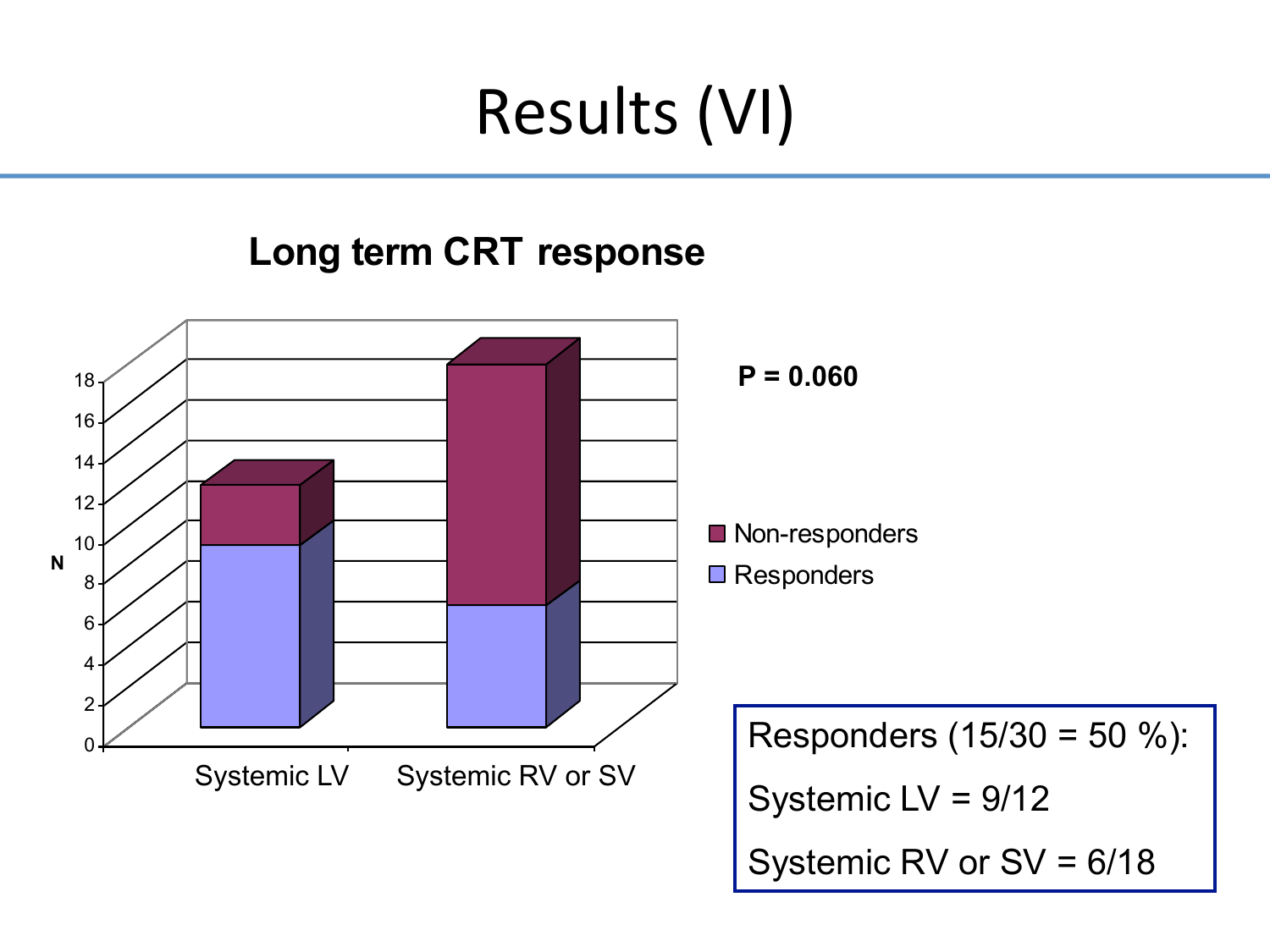# Results (VI)

**Long term CRT response**

**P = 0.060**

| | Responders | Non-responders |
|---|---|---|
| Systemic LV | 9 | 3 |
| Systemic RV or SV | 6 | 12 |

Responders (15/30 = 50 %):

Systemic LV = 9/12

Systemic RV or SV = 6/18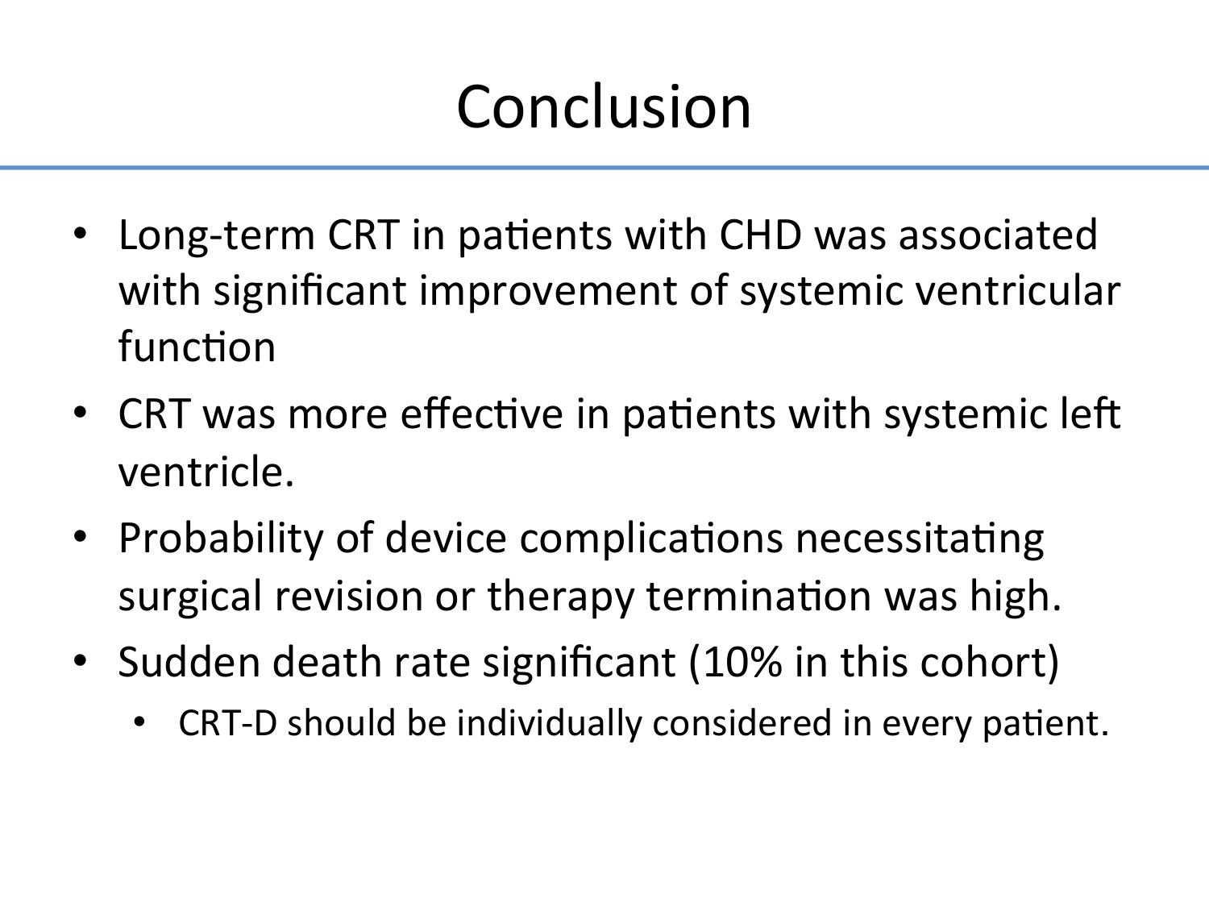# Conclusion

- Long-term CRT in patients with CHD was associated with significant improvement of systemic ventricular function
- CRT was more effective in patients with systemic left ventricle.
- Probability of device complications necessitating surgical revision or therapy termination was high.
- Sudden death rate significant (10% in this cohort)
  - CRT-D should be individually considered in every patient.